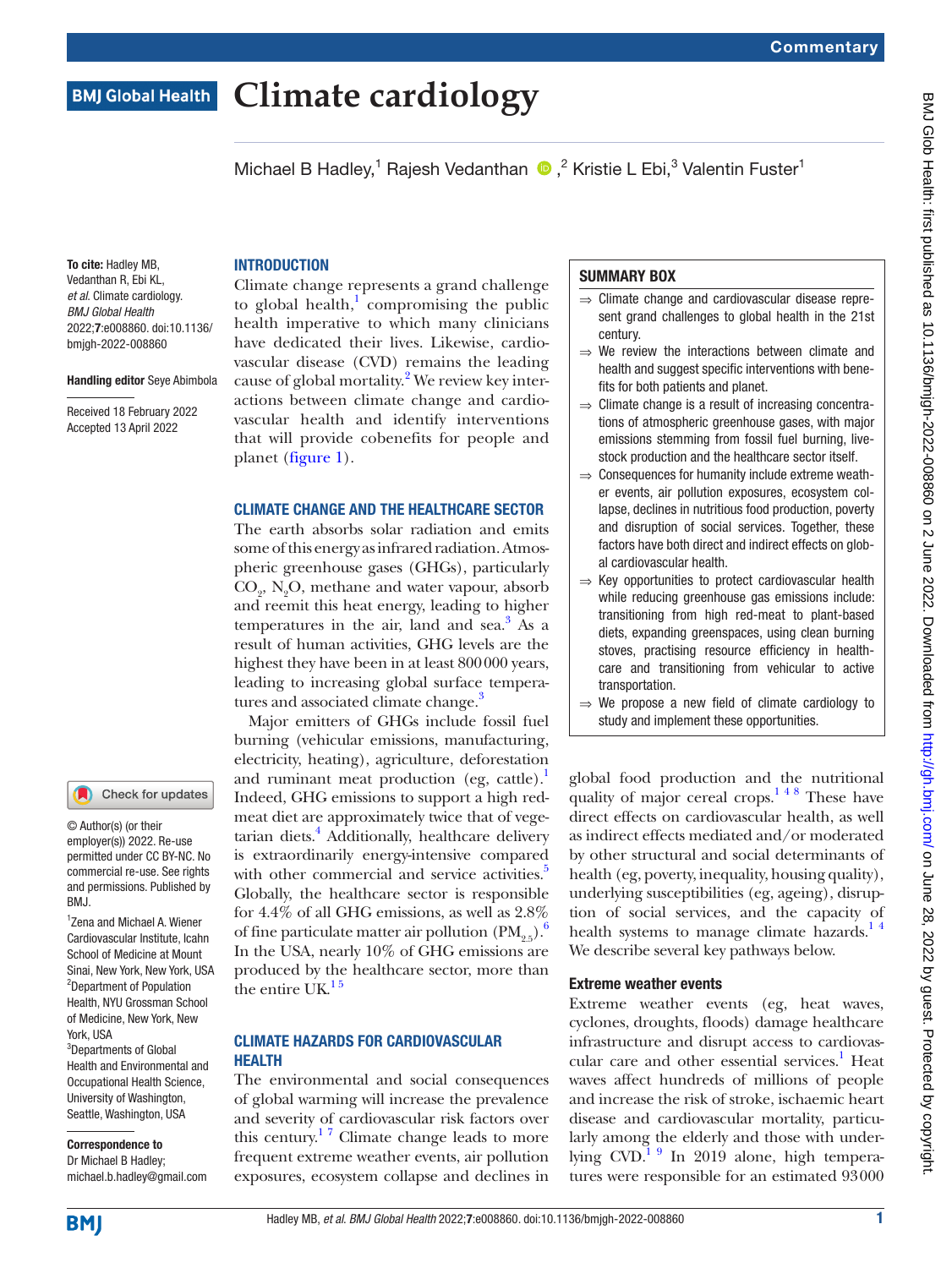Commentary

# Climate cardiology

Michael B Hadley,[1] Rajesh Vedanthan,[2] Kristie L Ebi,[3] Valentin Fuster[1]

**To cite:** Hadley MB, Vedanthan R, Ebi KL, *et al*. Climate cardiology. *BMJ Global Health* 2022;**7**:e008860. doi:10.1136/bmjgh-2022-008860

**Handling editor** Seye Abimbola

Received 18 February 2022
Accepted 13 April 2022

© Author(s) (or their employer(s)) 2022. Re-use permitted under CC BY-NC. No commercial re-use. See rights and permissions. Published by BMJ.

[1]Zena and Michael A. Wiener Cardiovascular Institute, Icahn School of Medicine at Mount Sinai, New York, New York, USA
[2]Department of Population Health, NYU Grossman School of Medicine, New York, New York, USA
[3]Departments of Global Health and Environmental and Occupational Health Science, University of Washington, Seattle, Washington, USA

**Correspondence to**
Dr Michael B Hadley;
michael.b.hadley@gmail.com

## SUMMARY BOX

- ⇒ Climate change and cardiovascular disease represent grand challenges to global health in the 21st century.
- ⇒ We review the interactions between climate and health and suggest specific interventions with benefits for both patients and planet.
- ⇒ Climate change is a result of increasing concentrations of atmospheric greenhouse gases, with major emissions stemming from fossil fuel burning, livestock production and the healthcare sector itself.
- ⇒ Consequences for humanity include extreme weather events, air pollution exposures, ecosystem collapse, declines in nutritious food production, poverty and disruption of social services. Together, these factors have both direct and indirect effects on global cardiovascular health.
- ⇒ Key opportunities to protect cardiovascular health while reducing greenhouse gas emissions include: transitioning from high red-meat to plant-based diets, expanding greenspaces, using clean burning stoves, practising resource efficiency in healthcare and transitioning from vehicular to active transportation.
- ⇒ We propose a new field of climate cardiology to study and implement these opportunities.

## INTRODUCTION

Climate change represents a grand challenge to global health,[1] compromising the public health imperative to which many clinicians have dedicated their lives. Likewise, cardiovascular disease (CVD) remains the leading cause of global mortality.[2] We review key interactions between climate change and cardiovascular health and identify interventions that will provide cobenefits for people and planet (figure 1).

## CLIMATE CHANGE AND THE HEALTHCARE SECTOR

The earth absorbs solar radiation and emits some of this energy as infrared radiation. Atmospheric greenhouse gases (GHGs), particularly $CO_2$, $N_2O$, methane and water vapour, absorb and reemit this heat energy, leading to higher temperatures in the air, land and sea.[3] As a result of human activities, GHG levels are the highest they have been in at least 800000 years, leading to increasing global surface temperatures and associated climate change.[3]

Major emitters of GHGs include fossil fuel burning (vehicular emissions, manufacturing, electricity, heating), agriculture, deforestation and ruminant meat production (eg, cattle).[1] Indeed, GHG emissions to support a high red-meat diet are approximately twice that of vegetarian diets.[4] Additionally, healthcare delivery is extraordinarily energy-intensive compared with other commercial and service activities.[5] Globally, the healthcare sector is responsible for 4.4% of all GHG emissions, as well as 2.8% of fine particulate matter air pollution ($PM_{2.5}$).[6] In the USA, nearly 10% of GHG emissions are produced by the healthcare sector, more than the entire UK.[1,5]

## CLIMATE HAZARDS FOR CARDIOVASCULAR HEALTH

The environmental and social consequences of global warming will increase the prevalence and severity of cardiovascular risk factors over this century.[1,7] Climate change leads to more frequent extreme weather events, air pollution exposures, ecosystem collapse and declines in global food production and the nutritional quality of major cereal crops.[1,4,8] These have direct effects on cardiovascular health, as well as indirect effects mediated and/or moderated by other structural and social determinants of health (eg, poverty, inequality, housing quality), underlying susceptibilities (eg, ageing), disruption of social services, and the capacity of health systems to manage climate hazards.[1,4] We describe several key pathways below.

### Extreme weather events

Extreme weather events (eg, heat waves, cyclones, droughts, floods) damage healthcare infrastructure and disrupt access to cardiovascular care and other essential services.[1] Heat waves affect hundreds of millions of people and increase the risk of stroke, ischaemic heart disease and cardiovascular mortality, particularly among the elderly and those with underlying CVD.[1,9] In 2019 alone, high temperatures were responsible for an estimated 93000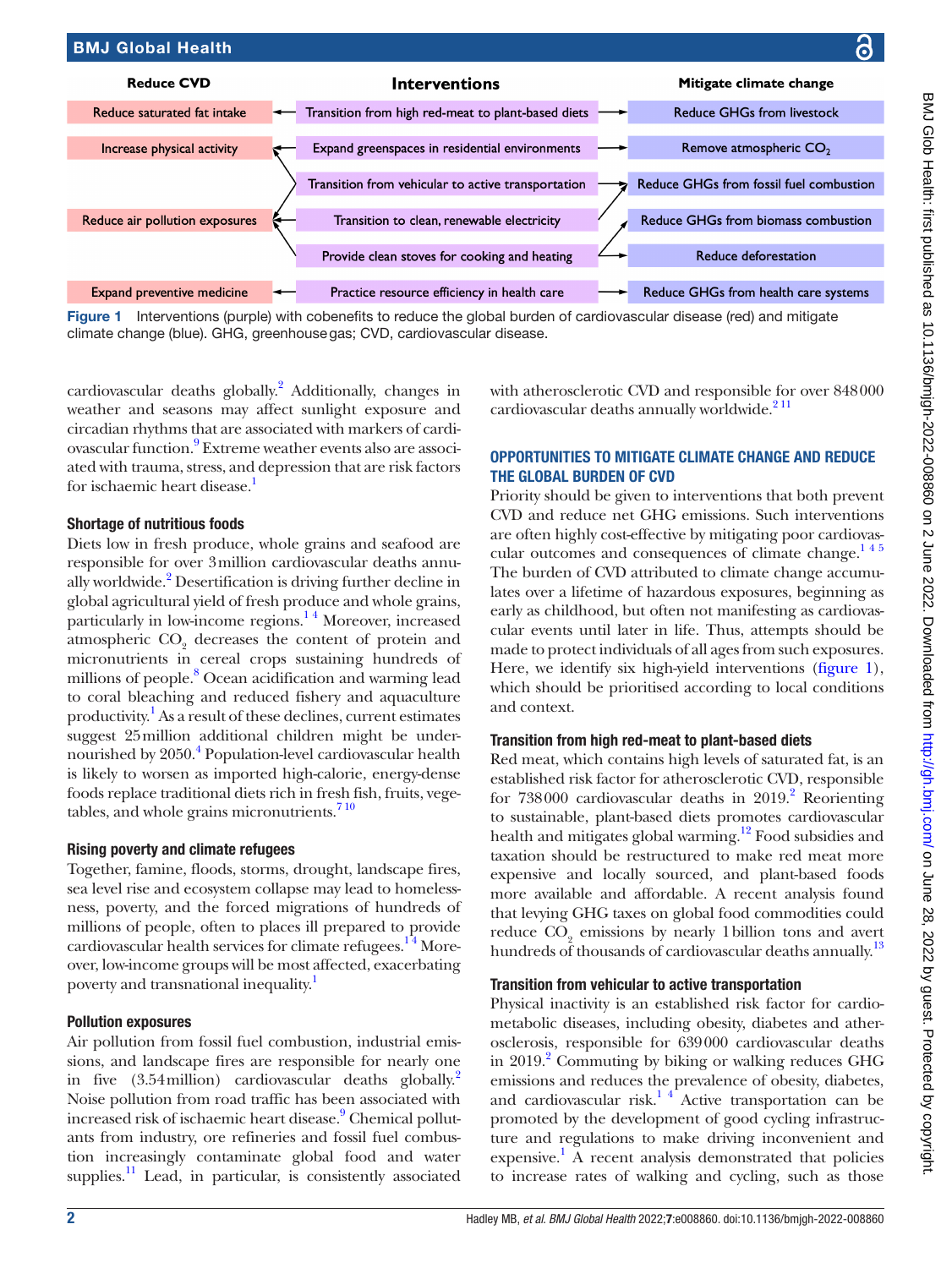| Reduce CVD | Interventions | Mitigate climate change |
|---|---|---|
| Reduce saturated fat intake | Transition from high red-meat to plant-based diets | Reduce GHGs from livestock |
| Increase physical activity | Expand greenspaces in residential environments | Remove atmospheric $CO_2$ |
| | Transition from vehicular to active transportation | Reduce GHGs from fossil fuel combustion |
| Reduce air pollution exposures | Transition to clean, renewable electricity | Reduce GHGs from biomass combustion |
| | Provide clean stoves for cooking and heating | Reduce deforestation |
| Expand preventive medicine | Practice resource efficiency in health care | Reduce GHGs from health care systems |

**Figure 1** Interventions (purple) with cobenefits to reduce the global burden of cardiovascular disease (red) and mitigate climate change (blue). GHG, greenhouse gas; CVD, cardiovascular disease.

cardiovascular deaths globally.[2] Additionally, changes in weather and seasons may affect sunlight exposure and circadian rhythms that are associated with markers of cardiovascular function.[9] Extreme weather events also are associated with trauma, stress, and depression that are risk factors for ischaemic heart disease.[1]

### Shortage of nutritious foods

Diets low in fresh produce, whole grains and seafood are responsible for over 3 million cardiovascular deaths annually worldwide.[2] Desertification is driving further decline in global agricultural yield of fresh produce and whole grains, particularly in low-income regions.[1,4] Moreover, increased atmospheric $CO_2$ decreases the content of protein and micronutrients in cereal crops sustaining hundreds of millions of people.[8] Ocean acidification and warming lead to coral bleaching and reduced fishery and aquaculture productivity.[1] As a result of these declines, current estimates suggest 25 million additional children might be undernourished by 2050.[4] Population-level cardiovascular health is likely to worsen as imported high-calorie, energy-dense foods replace traditional diets rich in fresh fish, fruits, vegetables, and whole grains micronutrients.[7,10]

### Rising poverty and climate refugees

Together, famine, floods, storms, drought, landscape fires, sea level rise and ecosystem collapse may lead to homelessness, poverty, and the forced migrations of hundreds of millions of people, often to places ill prepared to provide cardiovascular health services for climate refugees.[1,4] Moreover, low-income groups will be most affected, exacerbating poverty and transnational inequality.[1]

### Pollution exposures

Air pollution from fossil fuel combustion, industrial emissions, and landscape fires are responsible for nearly one in five (3.54 million) cardiovascular deaths globally.[2] Noise pollution from road traffic has been associated with increased risk of ischaemic heart disease.[9] Chemical pollutants from industry, ore refineries and fossil fuel combustion increasingly contaminate global food and water supplies.[11] Lead, in particular, is consistently associated with atherosclerotic CVD and responsible for over 848 000 cardiovascular deaths annually worldwide.[2,11]

## OPPORTUNITIES TO MITIGATE CLIMATE CHANGE AND REDUCE THE GLOBAL BURDEN OF CVD

Priority should be given to interventions that both prevent CVD and reduce net GHG emissions. Such interventions are often highly cost-effective by mitigating poor cardiovascular outcomes and consequences of climate change.[1,4,5] The burden of CVD attributed to climate change accumulates over a lifetime of hazardous exposures, beginning as early as childhood, but often not manifesting as cardiovascular events until later in life. Thus, attempts should be made to protect individuals of all ages from such exposures. Here, we identify six high-yield interventions (figure 1), which should be prioritised according to local conditions and context.

### Transition from high red-meat to plant-based diets

Red meat, which contains high levels of saturated fat, is an established risk factor for atherosclerotic CVD, responsible for 738 000 cardiovascular deaths in 2019.[2] Reorienting to sustainable, plant-based diets promotes cardiovascular health and mitigates global warming.[12] Food subsidies and taxation should be restructured to make red meat more expensive and locally sourced, and plant-based foods more available and affordable. A recent analysis found that levying GHG taxes on global food commodities could reduce $CO_2$ emissions by nearly 1 billion tons and avert hundreds of thousands of cardiovascular deaths annually.[13]

### Transition from vehicular to active transportation

Physical inactivity is an established risk factor for cardiometabolic diseases, including obesity, diabetes and atherosclerosis, responsible for 639 000 cardiovascular deaths in 2019.[2] Commuting by biking or walking reduces GHG emissions and reduces the prevalence of obesity, diabetes, and cardiovascular risk.[1,4] Active transportation can be promoted by the development of good cycling infrastructure and regulations to make driving inconvenient and expensive.[1] A recent analysis demonstrated that policies to increase rates of walking and cycling, such as those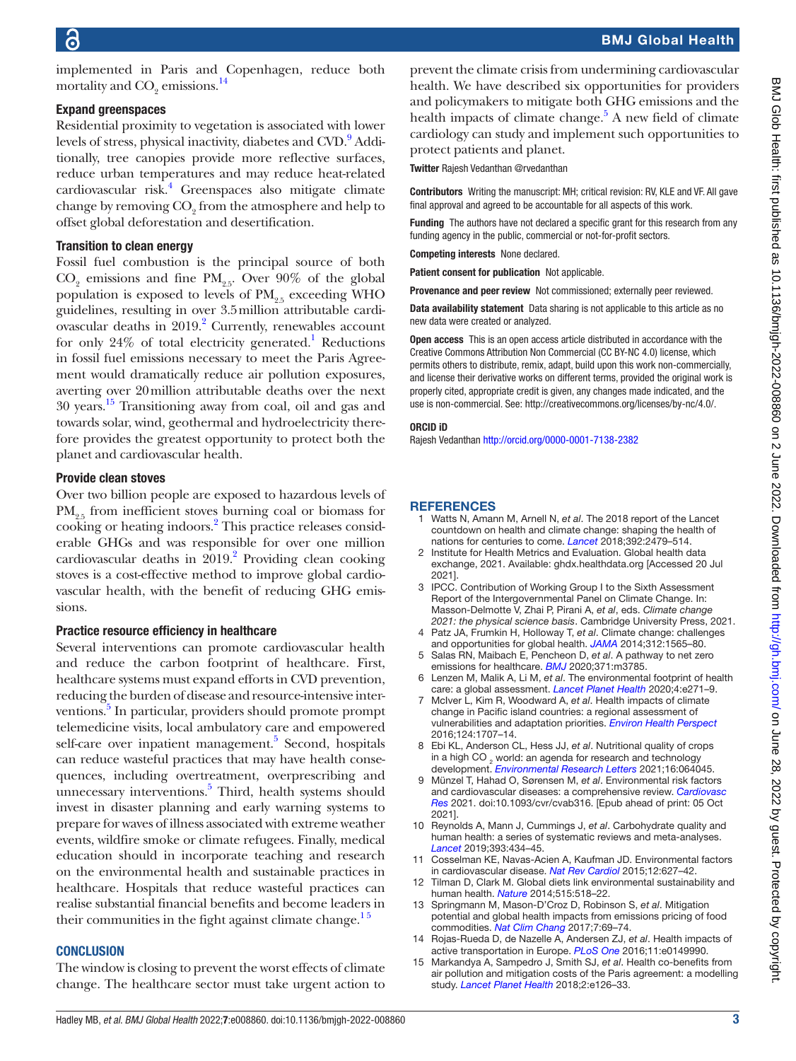implemented in Paris and Copenhagen, reduce both mortality and $CO_2$ emissions.[14]

### Expand greenspaces

Residential proximity to vegetation is associated with lower levels of stress, physical inactivity, diabetes and CVD.[9] Additionally, tree canopies provide more reflective surfaces, reduce urban temperatures and may reduce heat-related cardiovascular risk.[4] Greenspaces also mitigate climate change by removing $CO_2$ from the atmosphere and help to offset global deforestation and desertification.

### Transition to clean energy

Fossil fuel combustion is the principal source of both $CO_2$ emissions and fine $PM_{2.5}$. Over 90% of the global population is exposed to levels of $PM_{2.5}$ exceeding WHO guidelines, resulting in over 3.5 million attributable cardiovascular deaths in 2019.[2] Currently, renewables account for only 24% of total electricity generated.[1] Reductions in fossil fuel emissions necessary to meet the Paris Agreement would dramatically reduce air pollution exposures, averting over 20 million attributable deaths over the next 30 years.[15] Transitioning away from coal, oil and gas and towards solar, wind, geothermal and hydroelectricity therefore provides the greatest opportunity to protect both the planet and cardiovascular health.

### Provide clean stoves

Over two billion people are exposed to hazardous levels of $PM_{2.5}$ from inefficient stoves burning coal or biomass for cooking or heating indoors.[2] This practice releases considerable GHGs and was responsible for over one million cardiovascular deaths in 2019.[2] Providing clean cooking stoves is a cost-effective method to improve global cardiovascular health, with the benefit of reducing GHG emissions.

### Practice resource efficiency in healthcare

Several interventions can promote cardiovascular health and reduce the carbon footprint of healthcare. First, healthcare systems must expand efforts in CVD prevention, reducing the burden of disease and resource-intensive interventions.[5] In particular, providers should promote prompt telemedicine visits, local ambulatory care and empowered self-care over inpatient management.[5] Second, hospitals can reduce wasteful practices that may have health consequences, including overtreatment, overprescribing and unnecessary interventions.[5] Third, health systems should invest in disaster planning and early warning systems to prepare for waves of illness associated with extreme weather events, wildfire smoke or climate refugees. Finally, medical education should in incorporate teaching and research on the environmental health and sustainable practices in healthcare. Hospitals that reduce wasteful practices can realise substantial financial benefits and become leaders in their communities in the fight against climate change.[1,5]

## CONCLUSION

The window is closing to prevent the worst effects of climate change. The healthcare sector must take urgent action to prevent the climate crisis from undermining cardiovascular health. We have described six opportunities for providers and policymakers to mitigate both GHG emissions and the health impacts of climate change.[5] A new field of climate cardiology can study and implement such opportunities to protect patients and planet.

**Twitter** Rajesh Vedanthan @rvedanthan

**Contributors** Writing the manuscript: MH; critical revision: RV, KLE and VF. All gave final approval and agreed to be accountable for all aspects of this work.

**Funding** The authors have not declared a specific grant for this research from any funding agency in the public, commercial or not-for-profit sectors.

**Competing interests** None declared.

**Patient consent for publication** Not applicable.

**Provenance and peer review** Not commissioned; externally peer reviewed.

**Data availability statement** Data sharing is not applicable to this article as no new data were created or analyzed.

**Open access** This is an open access article distributed in accordance with the Creative Commons Attribution Non Commercial (CC BY-NC 4.0) license, which permits others to distribute, remix, adapt, build upon this work non-commercially, and license their derivative works on different terms, provided the original work is properly cited, appropriate credit is given, any changes made indicated, and the use is non-commercial. See: http://creativecommons.org/licenses/by-nc/4.0/.

**ORCID iD**

Rajesh Vedanthan http://orcid.org/0000-0001-7138-2382

## REFERENCES

1. Watts N, Amann M, Arnell N, *et al*. The 2018 report of the Lancet countdown on health and climate change: shaping the health of nations for centuries to come. *Lancet* 2018;392:2479–514.
2. Institute for Health Metrics and Evaluation. Global health data exchange, 2021. Available: ghdx.healthdata.org [Accessed 20 Jul 2021].
3. IPCC. Contribution of Working Group I to the Sixth Assessment Report of the Intergovernmental Panel on Climate Change. In: Masson-Delmotte V, Zhai P, Pirani A, *et al*, eds. *Climate change 2021: the physical science basis*. Cambridge University Press, 2021.
4. Patz JA, Frumkin H, Holloway T, *et al*. Climate change: challenges and opportunities for global health. *JAMA* 2014;312:1565–80.
5. Salas RN, Maibach E, Pencheon D, *et al*. A pathway to net zero emissions for healthcare. *BMJ* 2020;371:m3785.
6. Lenzen M, Malik A, Li M, *et al*. The environmental footprint of health care: a global assessment. *Lancet Planet Health* 2020;4:e271–9.
7. McIver L, Kim R, Woodward A, *et al*. Health impacts of climate change in Pacific island countries: a regional assessment of vulnerabilities and adaptation priorities. *Environ Health Perspect* 2016;124:1707–14.
8. Ebi KL, Anderson CL, Hess JJ, *et al*. Nutritional quality of crops in a high $CO_2$ world: an agenda for research and technology development. *Environmental Research Letters* 2021;16:064045.
9. Münzel T, Hahad O, Sørensen M, *et al*. Environmental risk factors and cardiovascular diseases: a comprehensive review. *Cardiovasc Res* 2021. doi:10.1093/cvr/cvab316. [Epub ahead of print: 05 Oct 2021].
10. Reynolds A, Mann J, Cummings J, *et al*. Carbohydrate quality and human health: a series of systematic reviews and meta-analyses. *Lancet* 2019;393:434–45.
11. Cosselman KE, Navas-Acien A, Kaufman JD. Environmental factors in cardiovascular disease. *Nat Rev Cardiol* 2015;12:627–42.
12. Tilman D, Clark M. Global diets link environmental sustainability and human health. *Nature* 2014;515:518–22.
13. Springmann M, Mason-D'Croz D, Robinson S, *et al*. Mitigation potential and global health impacts from emissions pricing of food commodities. *Nat Clim Chang* 2017;7:69–74.
14. Rojas-Rueda D, de Nazelle A, Andersen ZJ, *et al*. Health impacts of active transportation in Europe. *PLoS One* 2016;11:e0149990.
15. Markandya A, Sampedro J, Smith SJ, *et al*. Health co-benefits from air pollution and mitigation costs of the Paris agreement: a modelling study. *Lancet Planet Health* 2018;2:e126–33.